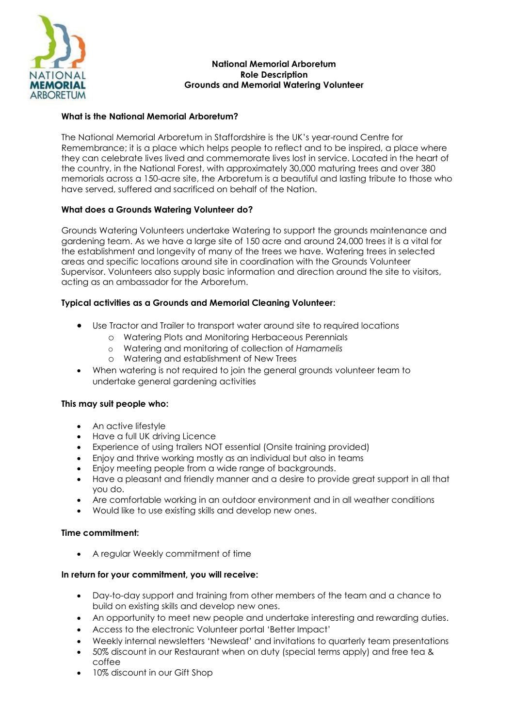**National Memorial Arboretum**
**Role Description**
**Grounds and Memorial Watering Volunteer**

**What is the National Memorial Arboretum?**

The National Memorial Arboretum in Staffordshire is the UK's year-round Centre for Remembrance; it is a place which helps people to reflect and to be inspired, a place where they can celebrate lives lived and commemorate lives lost in service. Located in the heart of the country, in the National Forest, with approximately 30,000 maturing trees and over 380 memorials across a 150-acre site, the Arboretum is a beautiful and lasting tribute to those who have served, suffered and sacrificed on behalf of the Nation.

**What does a Grounds Watering Volunteer do?**

Grounds Watering Volunteers undertake Watering to support the grounds maintenance and gardening team. As we have a large site of 150 acre and around 24,000 trees it is a vital for the establishment and longevity of many of the trees we have. Watering trees in selected areas and specific locations around site in coordination with the Grounds Volunteer Supervisor. Volunteers also supply basic information and direction around the site to visitors, acting as an ambassador for the Arboretum.

**Typical activities as a Grounds and Memorial Cleaning Volunteer:**

- Use Tractor and Trailer to transport water around site to required locations
  - Watering Plots and Monitoring Herbaceous Perennials
  - Watering and monitoring of collection of *Hamamelis*
  - Watering and establishment of New Trees
- When watering is not required to join the general grounds volunteer team to undertake general gardening activities

**This may suit people who:**

- An active lifestyle
- Have a full UK driving Licence
- Experience of using trailers NOT essential (Onsite training provided)
- Enjoy and thrive working mostly as an individual but also in teams
- Enjoy meeting people from a wide range of backgrounds.
- Have a pleasant and friendly manner and a desire to provide great support in all that you do.
- Are comfortable working in an outdoor environment and in all weather conditions
- Would like to use existing skills and develop new ones.

**Time commitment:**

- A regular Weekly commitment of time

**In return for your commitment, you will receive:**

- Day-to-day support and training from other members of the team and a chance to build on existing skills and develop new ones.
- An opportunity to meet new people and undertake interesting and rewarding duties.
- Access to the electronic Volunteer portal 'Better Impact'
- Weekly internal newsletters 'Newsleaf' and invitations to quarterly team presentations
- 50% discount in our Restaurant when on duty (special terms apply) and free tea & coffee
- 10% discount in our Gift Shop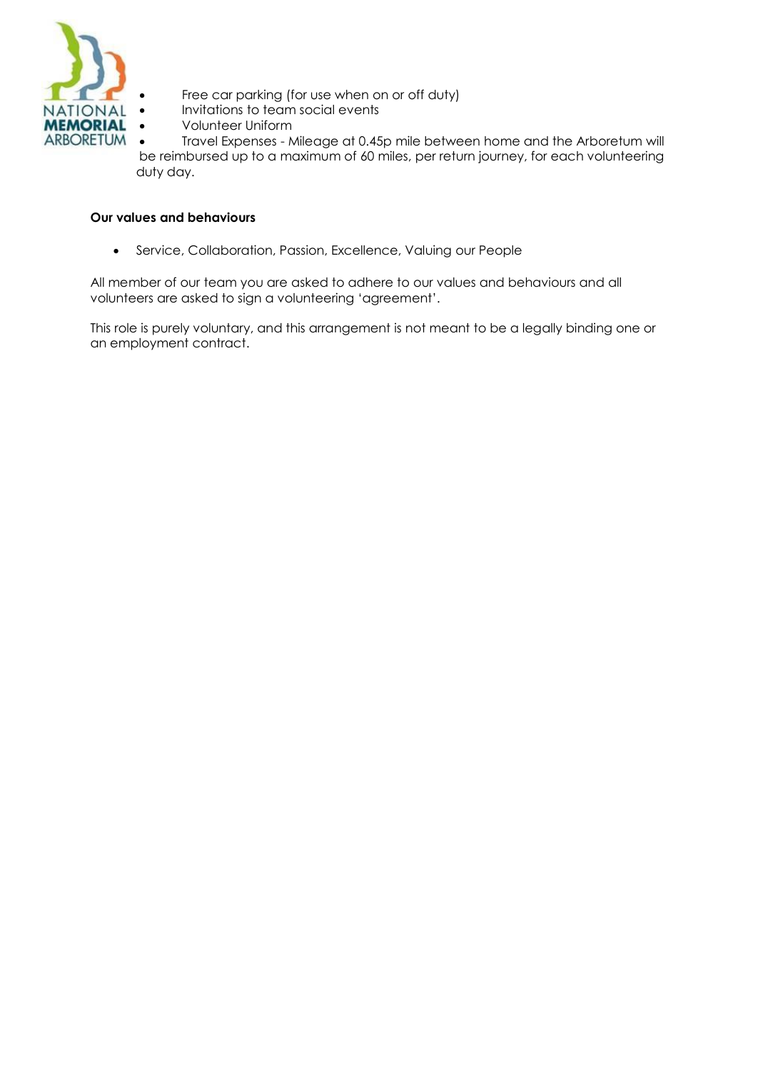- Free car parking (for use when on or off duty)
- Invitations to team social events
- Volunteer Uniform
- Travel Expenses - Mileage at 0.45p mile between home and the Arboretum will be reimbursed up to a maximum of 60 miles, per return journey, for each volunteering duty day.

**Our values and behaviours**

- Service, Collaboration, Passion, Excellence, Valuing our People

All member of our team you are asked to adhere to our values and behaviours and all volunteers are asked to sign a volunteering 'agreement'.

This role is purely voluntary, and this arrangement is not meant to be a legally binding one or an employment contract.